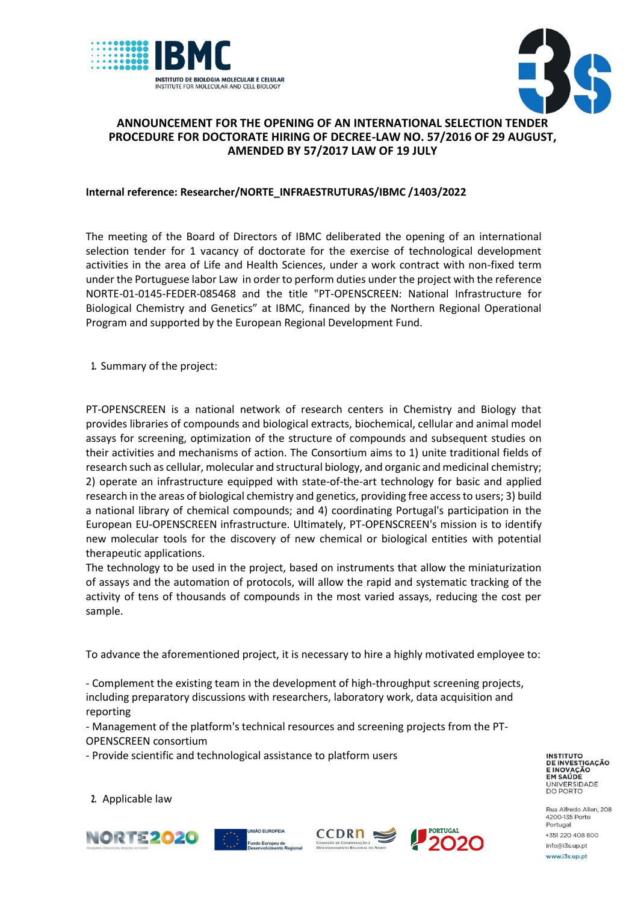# ANNOUNCEMENT FOR THE OPENING OF AN INTERNATIONAL SELECTION TENDER PROCEDURE FOR DOCTORATE HIRING OF DECREE-LAW NO. 57/2016 OF 29 AUGUST, AMENDED BY 57/2017 LAW OF 19 JULY

**Internal reference: Researcher/NORTE_INFRAESTRUTURAS/IBMC /1403/2022**

The meeting of the Board of Directors of IBMC deliberated the opening of an international selection tender for 1 vacancy of doctorate for the exercise of technological development activities in the area of Life and Health Sciences, under a work contract with non-fixed term under the Portuguese labor Law in order to perform duties under the project with the reference NORTE-01-0145-FEDER-085468 and the title "PT-OPENSCREEN: National Infrastructure for Biological Chemistry and Genetics" at IBMC, financed by the Northern Regional Operational Program and supported by the European Regional Development Fund.

1. Summary of the project:

PT-OPENSCREEN is a national network of research centers in Chemistry and Biology that provides libraries of compounds and biological extracts, biochemical, cellular and animal model assays for screening, optimization of the structure of compounds and subsequent studies on their activities and mechanisms of action. The Consortium aims to 1) unite traditional fields of research such as cellular, molecular and structural biology, and organic and medicinal chemistry; 2) operate an infrastructure equipped with state-of-the-art technology for basic and applied research in the areas of biological chemistry and genetics, providing free access to users; 3) build a national library of chemical compounds; and 4) coordinating Portugal's participation in the European EU-OPENSCREEN infrastructure. Ultimately, PT-OPENSCREEN's mission is to identify new molecular tools for the discovery of new chemical or biological entities with potential therapeutic applications.
The technology to be used in the project, based on instruments that allow the miniaturization of assays and the automation of protocols, will allow the rapid and systematic tracking of the activity of tens of thousands of compounds in the most varied assays, reducing the cost per sample.

To advance the aforementioned project, it is necessary to hire a highly motivated employee to:

- Complement the existing team in the development of high-throughput screening projects, including preparatory discussions with researchers, laboratory work, data acquisition and reporting
- Management of the platform's technical resources and screening projects from the PT-OPENSCREEN consortium
- Provide scientific and technological assistance to platform users

2. Applicable law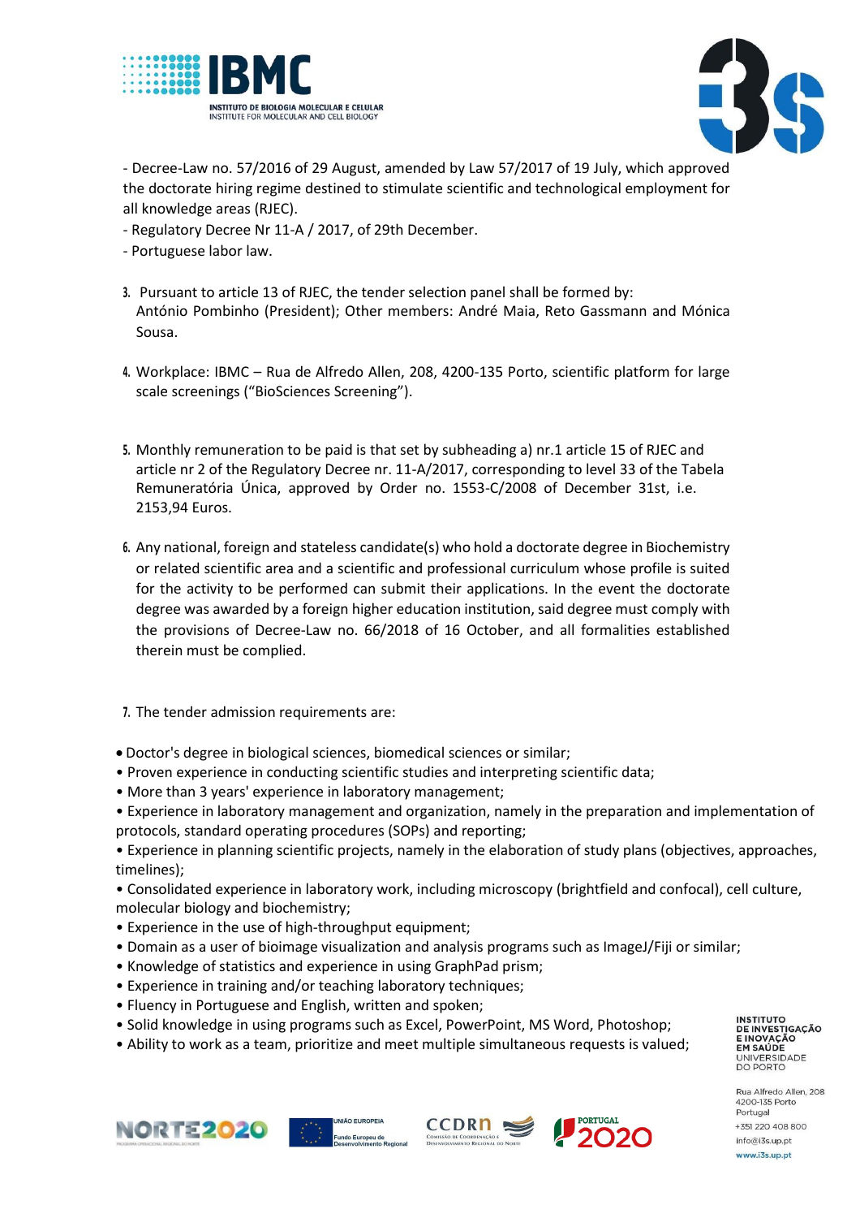- Decree-Law no. 57/2016 of 29 August, amended by Law 57/2017 of 19 July, which approved the doctorate hiring regime destined to stimulate scientific and technological employment for all knowledge areas (RJEC).
- Regulatory Decree Nr 11-A / 2017, of 29th December.
- Portuguese labor law.

3. Pursuant to article 13 of RJEC, the tender selection panel shall be formed by: António Pombinho (President); Other members: André Maia, Reto Gassmann and Mónica Sousa.

4. Workplace: IBMC – Rua de Alfredo Allen, 208, 4200-135 Porto, scientific platform for large scale screenings ("BioSciences Screening").

5. Monthly remuneration to be paid is that set by subheading a) nr.1 article 15 of RJEC and article nr 2 of the Regulatory Decree nr. 11-A/2017, corresponding to level 33 of the Tabela Remuneratória Única, approved by Order no. 1553-C/2008 of December 31st, i.e. 2153,94 Euros.

6. Any national, foreign and stateless candidate(s) who hold a doctorate degree in Biochemistry or related scientific area and a scientific and professional curriculum whose profile is suited for the activity to be performed can submit their applications. In the event the doctorate degree was awarded by a foreign higher education institution, said degree must comply with the provisions of Decree-Law no. 66/2018 of 16 October, and all formalities established therein must be complied.

7. The tender admission requirements are:

- Doctor's degree in biological sciences, biomedical sciences or similar;
- Proven experience in conducting scientific studies and interpreting scientific data;
- More than 3 years' experience in laboratory management;
- Experience in laboratory management and organization, namely in the preparation and implementation of protocols, standard operating procedures (SOPs) and reporting;
- Experience in planning scientific projects, namely in the elaboration of study plans (objectives, approaches, timelines);
- Consolidated experience in laboratory work, including microscopy (brightfield and confocal), cell culture, molecular biology and biochemistry;
- Experience in the use of high-throughput equipment;
- Domain as a user of bioimage visualization and analysis programs such as ImageJ/Fiji or similar;
- Knowledge of statistics and experience in using GraphPad prism;
- Experience in training and/or teaching laboratory techniques;
- Fluency in Portuguese and English, written and spoken;
- Solid knowledge in using programs such as Excel, PowerPoint, MS Word, Photoshop;
- Ability to work as a team, prioritize and meet multiple simultaneous requests is valued;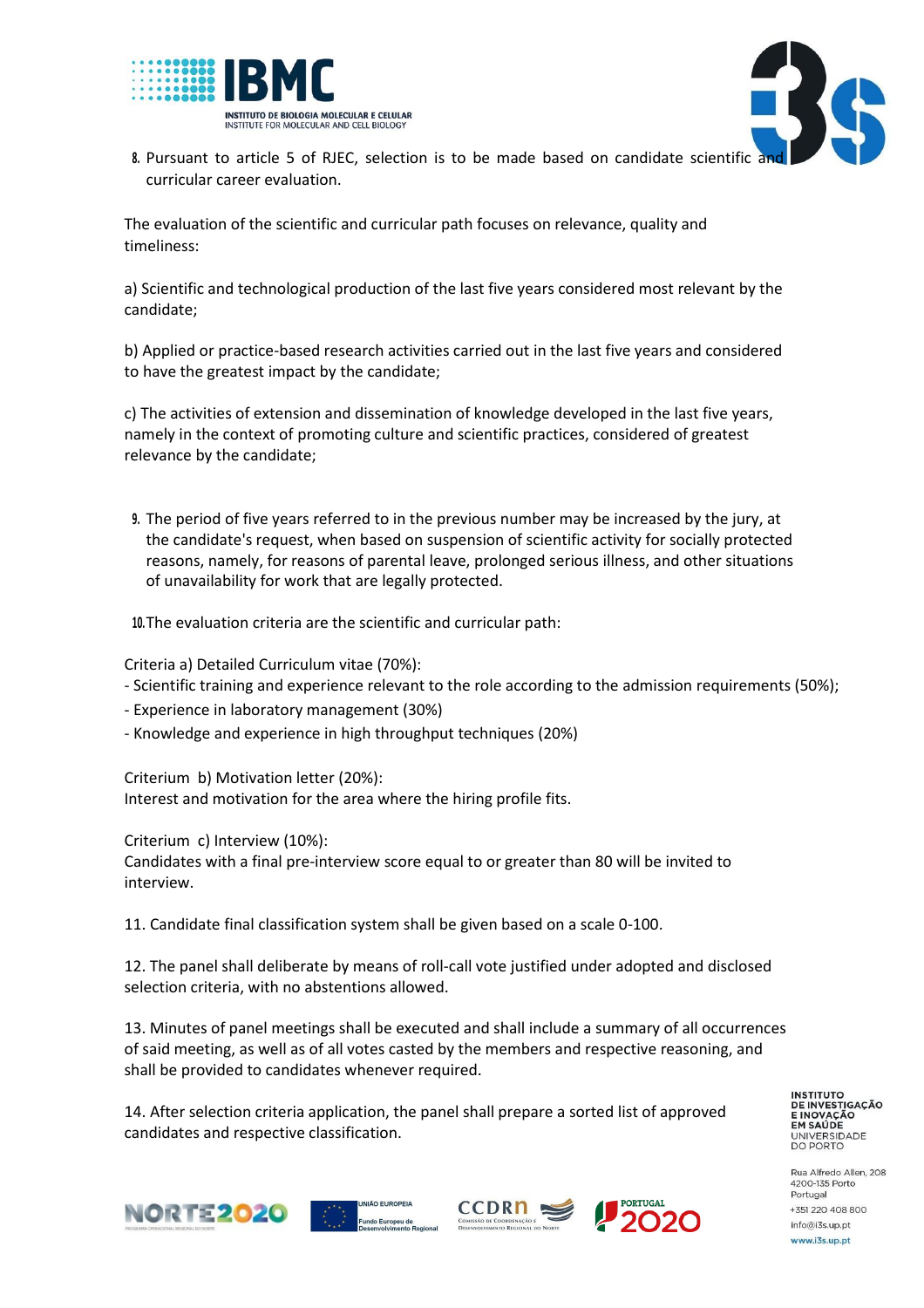8. Pursuant to article 5 of RJEC, selection is to be made based on candidate scientific and curricular career evaluation.

The evaluation of the scientific and curricular path focuses on relevance, quality and timeliness:

a) Scientific and technological production of the last five years considered most relevant by the candidate;

b) Applied or practice-based research activities carried out in the last five years and considered to have the greatest impact by the candidate;

c) The activities of extension and dissemination of knowledge developed in the last five years, namely in the context of promoting culture and scientific practices, considered of greatest relevance by the candidate;

9. The period of five years referred to in the previous number may be increased by the jury, at the candidate's request, when based on suspension of scientific activity for socially protected reasons, namely, for reasons of parental leave, prolonged serious illness, and other situations of unavailability for work that are legally protected.

10. The evaluation criteria are the scientific and curricular path:

Criteria a) Detailed Curriculum vitae (70%):
- Scientific training and experience relevant to the role according to the admission requirements (50%);
- Experience in laboratory management (30%)
- Knowledge and experience in high throughput techniques (20%)

Criterium b) Motivation letter (20%):
Interest and motivation for the area where the hiring profile fits.

Criterium c) Interview (10%):
Candidates with a final pre-interview score equal to or greater than 80 will be invited to interview.

11. Candidate final classification system shall be given based on a scale 0-100.

12. The panel shall deliberate by means of roll-call vote justified under adopted and disclosed selection criteria, with no abstentions allowed.

13. Minutes of panel meetings shall be executed and shall include a summary of all occurrences of said meeting, as well as of all votes casted by the members and respective reasoning, and shall be provided to candidates whenever required.

14. After selection criteria application, the panel shall prepare a sorted list of approved candidates and respective classification.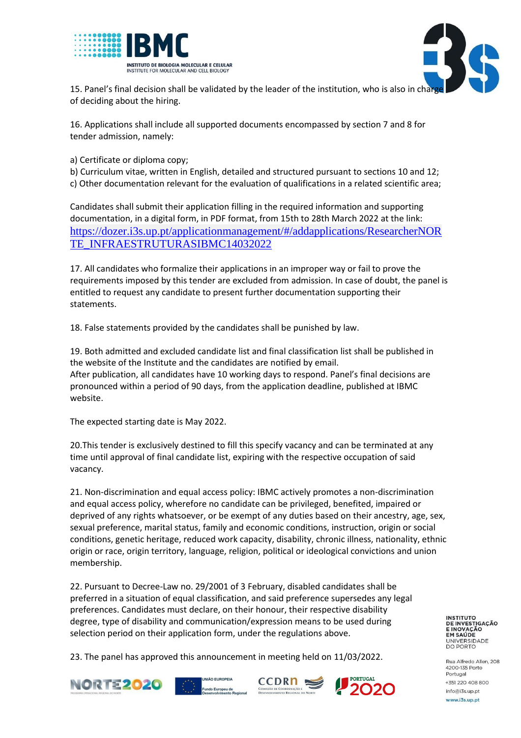15. Panel's final decision shall be validated by the leader of the institution, who is also in charge of deciding about the hiring.

16. Applications shall include all supported documents encompassed by section 7 and 8 for tender admission, namely:

a) Certificate or diploma copy;
b) Curriculum vitae, written in English, detailed and structured pursuant to sections 10 and 12;
c) Other documentation relevant for the evaluation of qualifications in a related scientific area;

Candidates shall submit their application filling in the required information and supporting documentation, in a digital form, in PDF format, from 15th to 28th March 2022 at the link: https://dozer.i3s.up.pt/applicationmanagement/#/addapplications/ResearcherNORTE_INFRAESTRUTURASIBMC14032022

17. All candidates who formalize their applications in an improper way or fail to prove the requirements imposed by this tender are excluded from admission. In case of doubt, the panel is entitled to request any candidate to present further documentation supporting their statements.

18. False statements provided by the candidates shall be punished by law.

19. Both admitted and excluded candidate list and final classification list shall be published in the website of the Institute and the candidates are notified by email.
After publication, all candidates have 10 working days to respond. Panel's final decisions are pronounced within a period of 90 days, from the application deadline, published at IBMC website.

The expected starting date is May 2022.

20.This tender is exclusively destined to fill this specify vacancy and can be terminated at any time until approval of final candidate list, expiring with the respective occupation of said vacancy.

21. Non-discrimination and equal access policy: IBMC actively promotes a non-discrimination and equal access policy, wherefore no candidate can be privileged, benefited, impaired or deprived of any rights whatsoever, or be exempt of any duties based on their ancestry, age, sex, sexual preference, marital status, family and economic conditions, instruction, origin or social conditions, genetic heritage, reduced work capacity, disability, chronic illness, nationality, ethnic origin or race, origin territory, language, religion, political or ideological convictions and union membership.

22. Pursuant to Decree-Law no. 29/2001 of 3 February, disabled candidates shall be preferred in a situation of equal classification, and said preference supersedes any legal preferences. Candidates must declare, on their honour, their respective disability degree, type of disability and communication/expression means to be used during selection period on their application form, under the regulations above.

23. The panel has approved this announcement in meeting held on 11/03/2022.